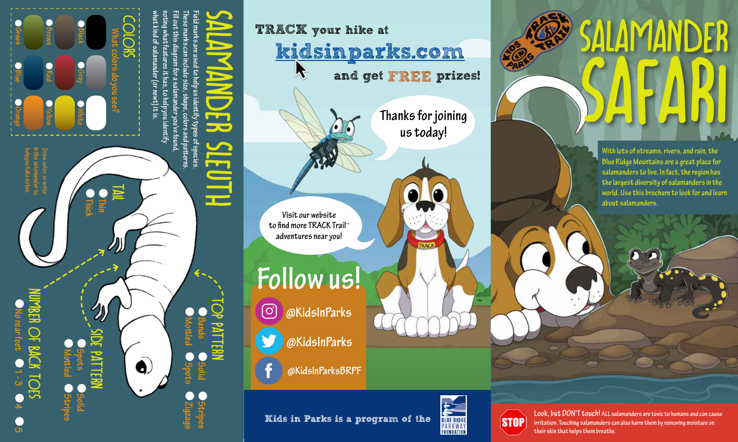# SALAMANDER SAFARI

With lots of streams, rivers, and rain, the Blue Ridge Mountains are a great place for salamanders to live. In fact, the region has the largest diversity of salamanders in the world. Use this brochure to look for and learn about salamanders.

**STOP** — **Look, but DON'T touch!** ALL salamanders are toxic to humans and can cause irritation. Touching salamanders can also harm them by removing moisture on their skin that helps them breathe.

---

**TRACK** your hike at **kidsinparks.com** and get **FREE** prizes!

Thanks for joining us today!

Visit our website to find more TRACK Trail™ adventures near you!

## Follow us!

- Instagram: @KidsInParks
- Twitter: @KidsInParks
- Facebook: @KidsInParksBRPF

Kids in Parks is a program of the Blue Ridge Parkway Foundation

---

## SALAMANDER SLEUTH

Field marks are used to help us identify types of species. These marks can include size, shape, colors and patterns. Fill out this diagram for a salamander you've found, noting what features it has, to help you identify what kind of salamander (or newt) it is.

### COLORS

What colors do you see?

- Black
- Gray
- White
- Brown
- Red
- Yellow
- Green
- Blue
- Orange

Draw, color, or write in the salamander to help you take notes.

### TOP PATTERN

- Bands
- Solid
- Stripes
- Mottled
- Spots
- Zigzags

### SIDE PATTERN

- Spots
- Solid
- Mottled
- Stripes

### TAIL

- Thin
- Thick

### NUMBER OF BACK TOES

- No rear feet
- 1-3
- 4
- 5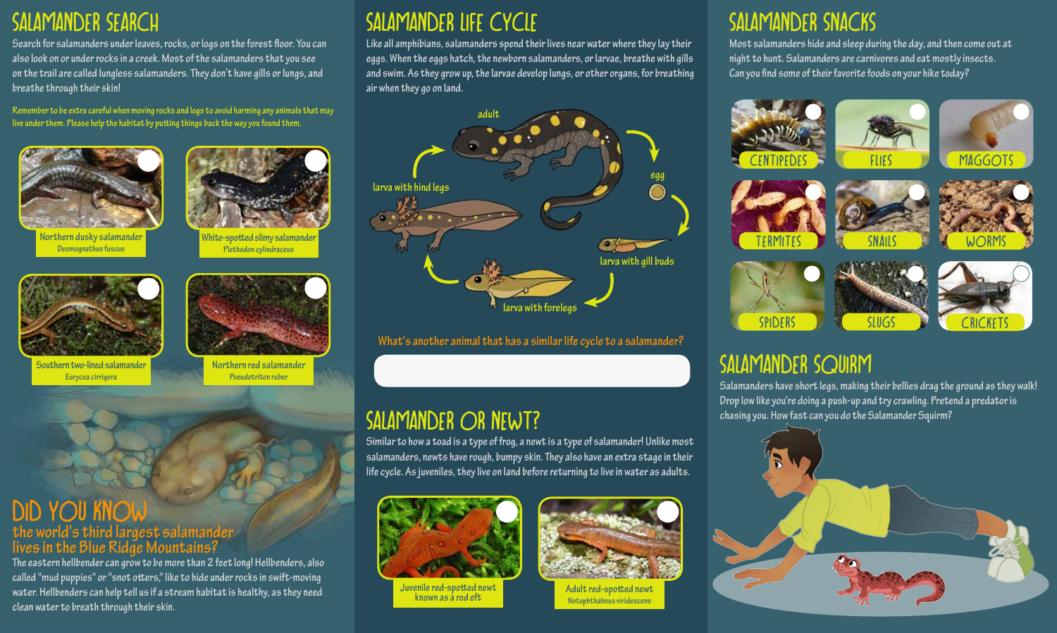## SALAMANDER SEARCH

Search for salamanders under leaves, rocks, or logs on the forest floor. You can also look on or under rocks in a creek. Most of the salamanders that you see on the trail are called lungless salamanders. They don't have gills or lungs, and breathe through their skin!

Remember to be extra careful when moving rocks and logs to avoid harming any animals that may live under them. Please help the habitat by putting things back the way you found them.

Northern dusky salamander
*Desmognathus fuscus*

White-spotted slimy salamander
*Plethodon cylindraceus*

Southern two-lined salamander
*Eurycea cirrigera*

Northern red salamander
*Pseudotriton ruber*

## DID YOU KNOW

### the world's third largest salamander lives in the Blue Ridge Mountains?

The eastern hellbender can grow to be more than 2 feet long! Hellbenders, also called "mud puppies" or "snot otters," like to hide under rocks in swift-moving water. Hellbenders can help tell us if a stream habitat is healthy, as they need clean water to breath through their skin.

## SALAMANDER LIFE CYCLE

Like all amphibians, salamanders spend their lives near water where they lay their eggs. When the eggs hatch, the newborn salamanders, or larvae, breathe with gills and swim. As they grow up, the larvae develop lungs, or other organs, for breathing air when they go on land.

adult
egg
larva with gill buds
larva with forelegs
larva with hind legs

What's another animal that has a similar life cycle to a salamander?

## SALAMANDER OR NEWT?

Similar to how a toad is a type of frog, a newt is a type of salamander! Unlike most salamanders, newts have rough, bumpy skin. They also have an extra stage in their life cycle. As juveniles, they live on land before returning to live in water as adults.

Juvenile red-spotted newt known as a red eft

Adult red-spotted newt
*Notophthalmus viridescens*

## SALAMANDER SNACKS

Most salamanders hide and sleep during the day, and then come out at night to hunt. Salamanders are carnivores and eat mostly insects. Can you find some of their favorite foods on your hike today?

- CENTIPEDES
- FLIES
- MAGGOTS
- TERMITES
- SNAILS
- WORMS
- SPIDERS
- SLUGS
- CRICKETS

## SALAMANDER SQUIRM

Salamanders have short legs, making their bellies drag the ground as they walk! Drop low like you're doing a push-up and try crawling. Pretend a predator is chasing you. How fast can you do the Salamander Squirm?